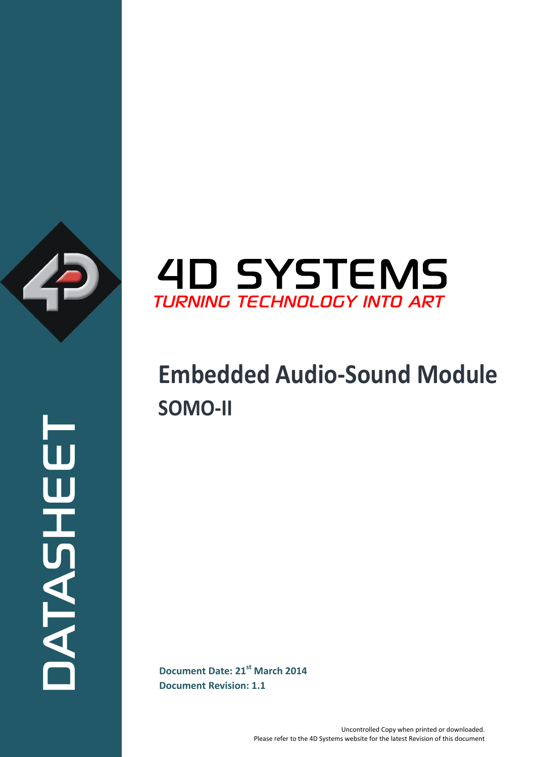DATASHEET

4D SYSTEMS

*TURNING TECHNOLOGY INTO ART*

# Embedded Audio-Sound Module

## SOMO-II

**Document Date: 21st March 2014**

**Document Revision: 1.1**

Uncontrolled Copy when printed or downloaded.
Please refer to the 4D Systems website for the latest Revision of this document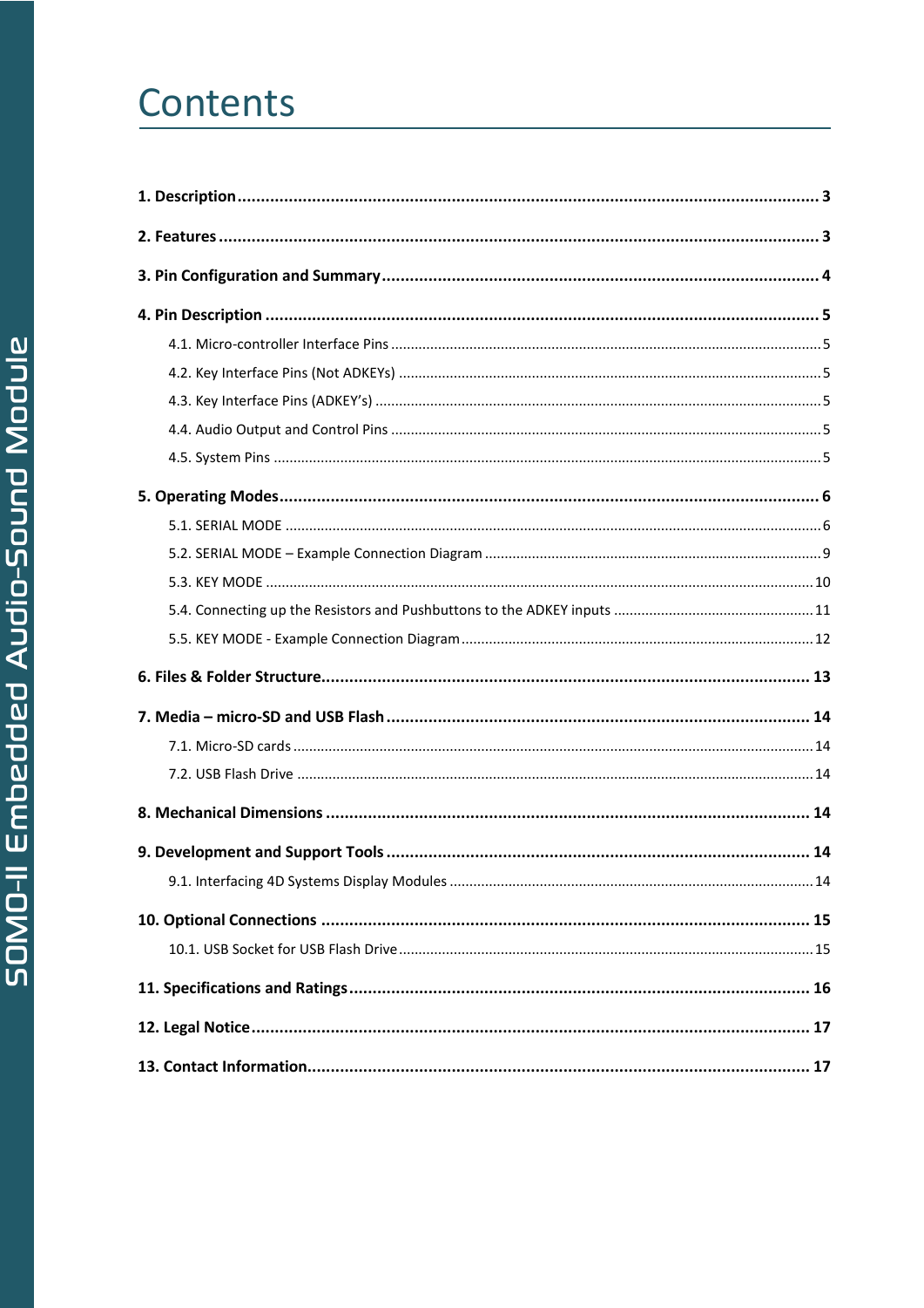# Contents

**1. Description** ........................................................................................................................ **3**

**2. Features** ............................................................................................................................ **3**

**3. Pin Configuration and Summary** ..................................................................................... **4**

**4. Pin Description** ................................................................................................................ **5**

- 4.1. Micro-controller Interface Pins ................................................................................... 5
- 4.2. Key Interface Pins (Not ADKEYs) ............................................................................... 5
- 4.3. Key Interface Pins (ADKEY's) .................................................................................... 5
- 4.4. Audio Output and Control Pins .................................................................................. 5
- 4.5. System Pins ............................................................................................................... 5

**5. Operating Modes** .............................................................................................................. **6**

- 5.1. SERIAL MODE ........................................................................................................... 6
- 5.2. SERIAL MODE – Example Connection Diagram ........................................................ 9
- 5.3. KEY MODE ............................................................................................................... 10
- 5.4. Connecting up the Resistors and Pushbuttons to the ADKEY inputs ......................... 11
- 5.5. KEY MODE - Example Connection Diagram ............................................................. 12

**6. Files & Folder Structure** .................................................................................................. **13**

**7. Media – micro-SD and USB Flash** .................................................................................... **14**

- 7.1. Micro-SD cards ......................................................................................................... 14
- 7.2. USB Flash Drive ........................................................................................................ 14

**8. Mechanical Dimensions** .................................................................................................. **14**

**9. Development and Support Tools** ..................................................................................... **14**

- 9.1. Interfacing 4D Systems Display Modules .................................................................. 14

**10. Optional Connections** .................................................................................................... **15**

- 10.1. USB Socket for USB Flash Drive ............................................................................. 15

**11. Specifications and Ratings** ............................................................................................ **16**

**12. Legal Notice** ................................................................................................................... **17**

**13. Contact Information** ....................................................................................................... **17**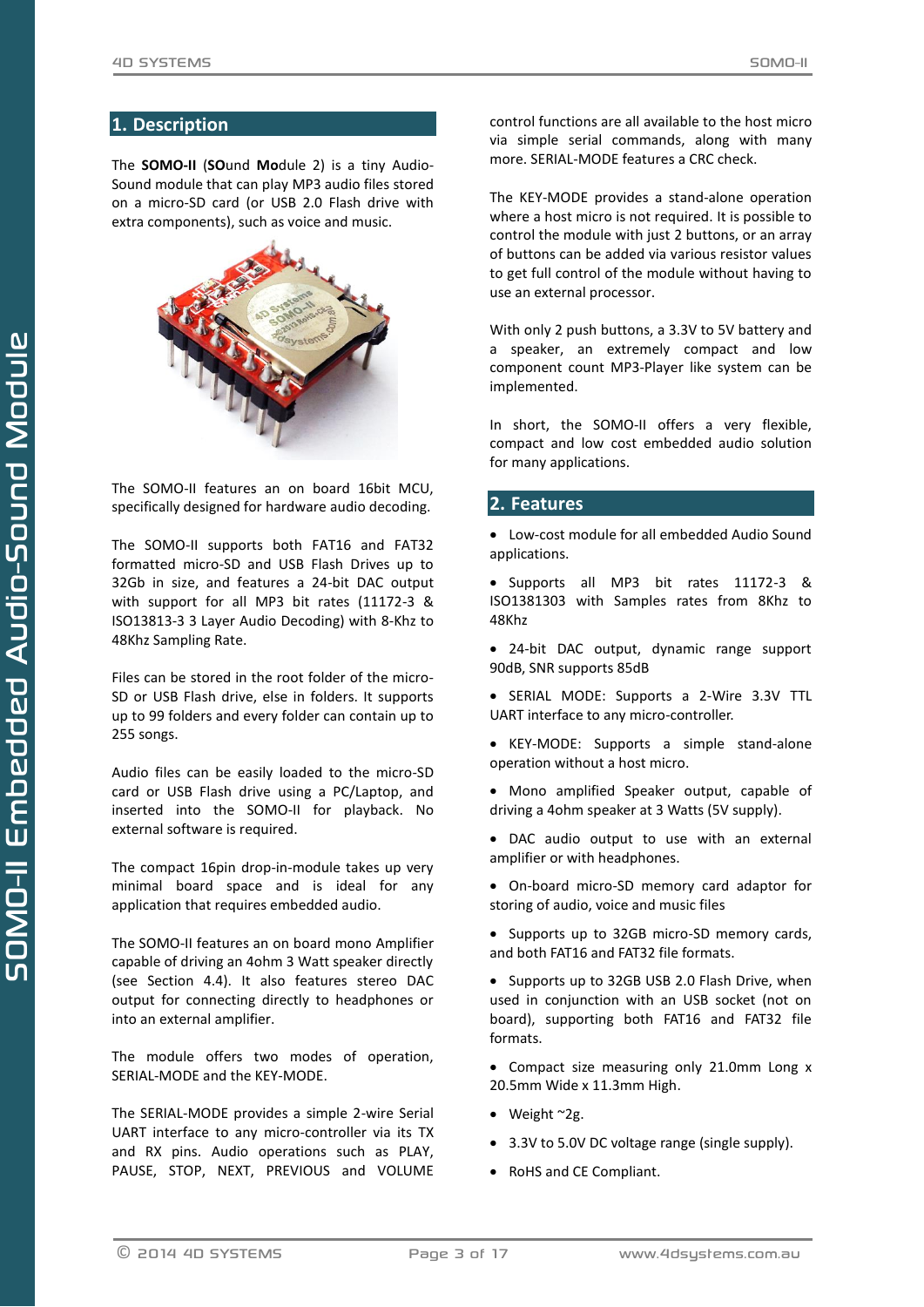## 1. Description

The **SOMO-II** (**SO**und **Mo**dule 2) is a tiny Audio-Sound module that can play MP3 audio files stored on a micro-SD card (or USB 2.0 Flash drive with extra components), such as voice and music.

The SOMO-II features an on board 16bit MCU, specifically designed for hardware audio decoding.

The SOMO-II supports both FAT16 and FAT32 formatted micro-SD and USB Flash Drives up to 32Gb in size, and features a 24-bit DAC output with support for all MP3 bit rates (11172-3 & ISO13813-3 3 Layer Audio Decoding) with 8-Khz to 48Khz Sampling Rate.

Files can be stored in the root folder of the micro-SD or USB Flash drive, else in folders. It supports up to 99 folders and every folder can contain up to 255 songs.

Audio files can be easily loaded to the micro-SD card or USB Flash drive using a PC/Laptop, and inserted into the SOMO-II for playback. No external software is required.

The compact 16pin drop-in-module takes up very minimal board space and is ideal for any application that requires embedded audio.

The SOMO-II features an on board mono Amplifier capable of driving an 4ohm 3 Watt speaker directly (see Section 4.4). It also features stereo DAC output for connecting directly to headphones or into an external amplifier.

The module offers two modes of operation, SERIAL-MODE and the KEY-MODE.

The SERIAL-MODE provides a simple 2-wire Serial UART interface to any micro-controller via its TX and RX pins. Audio operations such as PLAY, PAUSE, STOP, NEXT, PREVIOUS and VOLUME control functions are all available to the host micro via simple serial commands, along with many more. SERIAL-MODE features a CRC check.

The KEY-MODE provides a stand-alone operation where a host micro is not required. It is possible to control the module with just 2 buttons, or an array of buttons can be added via various resistor values to get full control of the module without having to use an external processor.

With only 2 push buttons, a 3.3V to 5V battery and a speaker, an extremely compact and low component count MP3-Player like system can be implemented.

In short, the SOMO-II offers a very flexible, compact and low cost embedded audio solution for many applications.

## 2. Features

- Low-cost module for all embedded Audio Sound applications.
- Supports all MP3 bit rates 11172-3 & ISO1381303 with Samples rates from 8Khz to 48Khz
- 24-bit DAC output, dynamic range support 90dB, SNR supports 85dB
- SERIAL MODE: Supports a 2-Wire 3.3V TTL UART interface to any micro-controller.
- KEY-MODE: Supports a simple stand-alone operation without a host micro.
- Mono amplified Speaker output, capable of driving a 4ohm speaker at 3 Watts (5V supply).
- DAC audio output to use with an external amplifier or with headphones.
- On-board micro-SD memory card adaptor for storing of audio, voice and music files
- Supports up to 32GB micro-SD memory cards, and both FAT16 and FAT32 file formats.
- Supports up to 32GB USB 2.0 Flash Drive, when used in conjunction with an USB socket (not on board), supporting both FAT16 and FAT32 file formats.
- Compact size measuring only 21.0mm Long x 20.5mm Wide x 11.3mm High.
- Weight ~2g.
- 3.3V to 5.0V DC voltage range (single supply).
- RoHS and CE Compliant.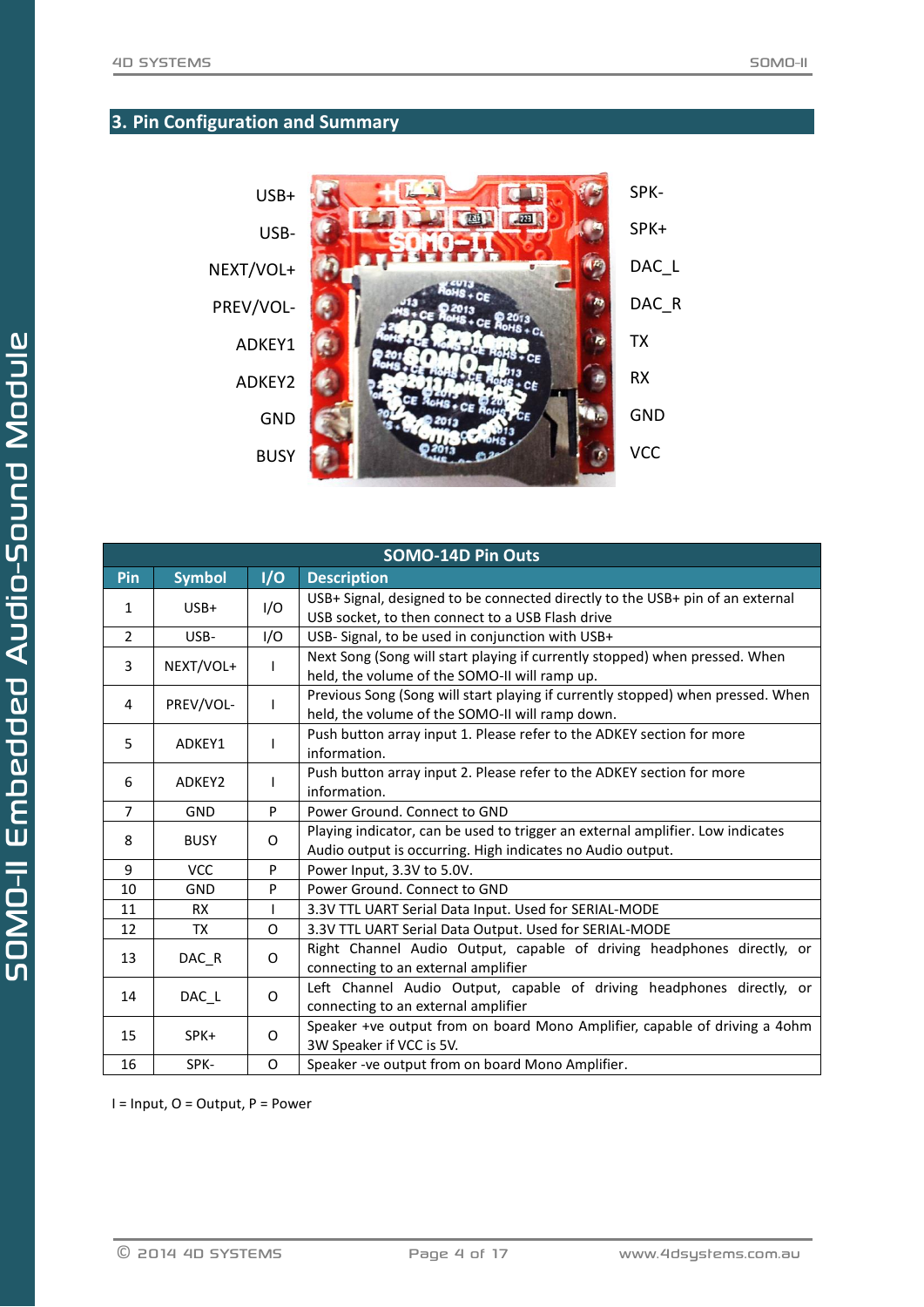## 3. Pin Configuration and Summary

USB+ SPK-
USB- SPK+
NEXT/VOL+ DAC_L
PREV/VOL- DAC_R
ADKEY1 TX
ADKEY2 RX
GND GND
BUSY VCC

| SOMO-14D Pin Outs | | | |
|---|---|---|---|
| **Pin** | **Symbol** | **I/O** | **Description** |
| 1 | USB+ | I/O | USB+ Signal, designed to be connected directly to the USB+ pin of an external USB socket, to then connect to a USB Flash drive |
| 2 | USB- | I/O | USB- Signal, to be used in conjunction with USB+ |
| 3 | NEXT/VOL+ | I | Next Song (Song will start playing if currently stopped) when pressed. When held, the volume of the SOMO-II will ramp up. |
| 4 | PREV/VOL- | I | Previous Song (Song will start playing if currently stopped) when pressed. When held, the volume of the SOMO-II will ramp down. |
| 5 | ADKEY1 | I | Push button array input 1. Please refer to the ADKEY section for more information. |
| 6 | ADKEY2 | I | Push button array input 2. Please refer to the ADKEY section for more information. |
| 7 | GND | P | Power Ground. Connect to GND |
| 8 | BUSY | O | Playing indicator, can be used to trigger an external amplifier. Low indicates Audio output is occurring. High indicates no Audio output. |
| 9 | VCC | P | Power Input, 3.3V to 5.0V. |
| 10 | GND | P | Power Ground. Connect to GND |
| 11 | RX | I | 3.3V TTL UART Serial Data Input. Used for SERIAL-MODE |
| 12 | TX | O | 3.3V TTL UART Serial Data Output. Used for SERIAL-MODE |
| 13 | DAC_R | O | Right Channel Audio Output, capable of driving headphones directly, or connecting to an external amplifier |
| 14 | DAC_L | O | Left Channel Audio Output, capable of driving headphones directly, or connecting to an external amplifier |
| 15 | SPK+ | O | Speaker +ve output from on board Mono Amplifier, capable of driving a 4ohm 3W Speaker if VCC is 5V. |
| 16 | SPK- | O | Speaker -ve output from on board Mono Amplifier. |

I = Input, O = Output, P = Power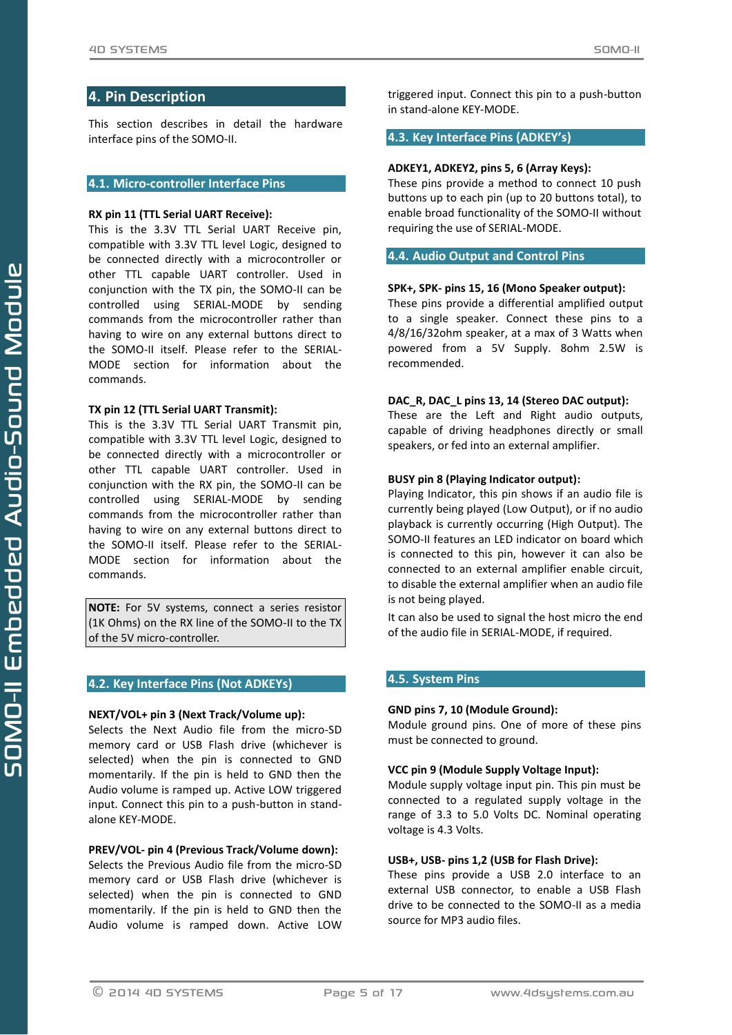## 4. Pin Description

This section describes in detail the hardware interface pins of the SOMO-II.

### 4.1. Micro-controller Interface Pins

**RX pin 11 (TTL Serial UART Receive):**
This is the 3.3V TTL Serial UART Receive pin, compatible with 3.3V TTL level Logic, designed to be connected directly with a microcontroller or other TTL capable UART controller. Used in conjunction with the TX pin, the SOMO-II can be controlled using SERIAL-MODE by sending commands from the microcontroller rather than having to wire on any external buttons direct to the SOMO-II itself. Please refer to the SERIAL-MODE section for information about the commands.

**TX pin 12 (TTL Serial UART Transmit):**
This is the 3.3V TTL Serial UART Transmit pin, compatible with 3.3V TTL level Logic, designed to be connected directly with a microcontroller or other TTL capable UART controller. Used in conjunction with the RX pin, the SOMO-II can be controlled using SERIAL-MODE by sending commands from the microcontroller rather than having to wire on any external buttons direct to the SOMO-II itself. Please refer to the SERIAL-MODE section for information about the commands.

**NOTE:** For 5V systems, connect a series resistor (1K Ohms) on the RX line of the SOMO-II to the TX of the 5V micro-controller.

### 4.2. Key Interface Pins (Not ADKEYs)

**NEXT/VOL+ pin 3 (Next Track/Volume up):**
Selects the Next Audio file from the micro-SD memory card or USB Flash drive (whichever is selected) when the pin is connected to GND momentarily. If the pin is held to GND then the Audio volume is ramped up. Active LOW triggered input. Connect this pin to a push-button in stand-alone KEY-MODE.

**PREV/VOL- pin 4 (Previous Track/Volume down):**
Selects the Previous Audio file from the micro-SD memory card or USB Flash drive (whichever is selected) when the pin is connected to GND momentarily. If the pin is held to GND then the Audio volume is ramped down. Active LOW triggered input. Connect this pin to a push-button in stand-alone KEY-MODE.

### 4.3. Key Interface Pins (ADKEY's)

**ADKEY1, ADKEY2, pins 5, 6 (Array Keys):**
These pins provide a method to connect 10 push buttons up to each pin (up to 20 buttons total), to enable broad functionality of the SOMO-II without requiring the use of SERIAL-MODE.

### 4.4. Audio Output and Control Pins

**SPK+, SPK- pins 15, 16 (Mono Speaker output):**
These pins provide a differential amplified output to a single speaker. Connect these pins to a 4/8/16/32ohm speaker, at a max of 3 Watts when powered from a 5V Supply. 8ohm 2.5W is recommended.

**DAC_R, DAC_L pins 13, 14 (Stereo DAC output):**
These are the Left and Right audio outputs, capable of driving headphones directly or small speakers, or fed into an external amplifier.

**BUSY pin 8 (Playing Indicator output):**
Playing Indicator, this pin shows if an audio file is currently being played (Low Output), or if no audio playback is currently occurring (High Output). The SOMO-II features an LED indicator on board which is connected to this pin, however it can also be connected to an external amplifier enable circuit, to disable the external amplifier when an audio file is not being played.

It can also be used to signal the host micro the end of the audio file in SERIAL-MODE, if required.

### 4.5. System Pins

**GND pins 7, 10 (Module Ground):**
Module ground pins. One of more of these pins must be connected to ground.

**VCC pin 9 (Module Supply Voltage Input):**
Module supply voltage input pin. This pin must be connected to a regulated supply voltage in the range of 3.3 to 5.0 Volts DC. Nominal operating voltage is 4.3 Volts.

**USB+, USB- pins 1,2 (USB for Flash Drive):**
These pins provide a USB 2.0 interface to an external USB connector, to enable a USB Flash drive to be connected to the SOMO-II as a media source for MP3 audio files.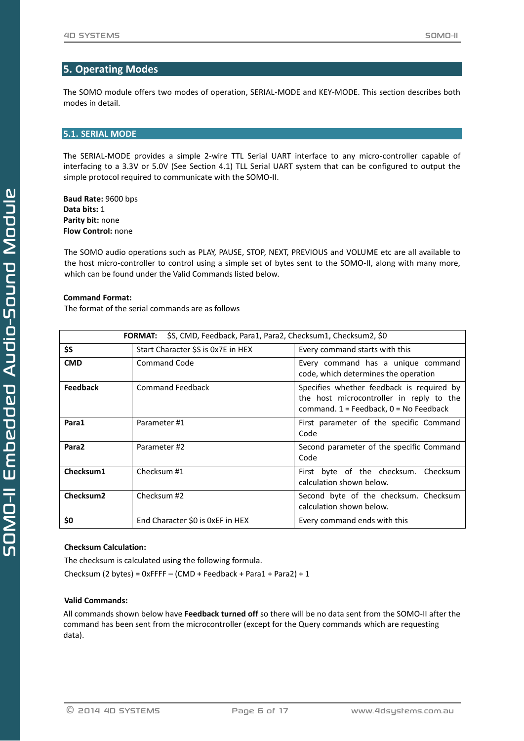## 5. Operating Modes

The SOMO module offers two modes of operation, SERIAL-MODE and KEY-MODE. This section describes both modes in detail.

### 5.1. SERIAL MODE

The SERIAL-MODE provides a simple 2-wire TTL Serial UART interface to any micro-controller capable of interfacing to a 3.3V or 5.0V (See Section 4.1) TLL Serial UART system that can be configured to output the simple protocol required to communicate with the SOMO-II.

**Baud Rate:** 9600 bps
**Data bits:** 1
**Parity bit:** none
**Flow Control:** none

The SOMO audio operations such as PLAY, PAUSE, STOP, NEXT, PREVIOUS and VOLUME etc are all available to the host micro-controller to control using a simple set of bytes sent to the SOMO-II, along with many more, which can be found under the Valid Commands listed below.

**Command Format:**
The format of the serial commands are as follows

| **FORMAT:** $S, CMD, Feedback, Para1, Para2, Checksum1, Checksum2, $0 | | |
|---|---|---|
| **$S** | Start Character $S is 0x7E in HEX | Every command starts with this |
| **CMD** | Command Code | Every command has a unique command code, which determines the operation |
| **Feedback** | Command Feedback | Specifies whether feedback is required by the host microcontroller in reply to the command. 1 = Feedback, 0 = No Feedback |
| **Para1** | Parameter #1 | First parameter of the specific Command Code |
| **Para2** | Parameter #2 | Second parameter of the specific Command Code |
| **Checksum1** | Checksum #1 | First byte of the checksum. Checksum calculation shown below. |
| **Checksum2** | Checksum #2 | Second byte of the checksum. Checksum calculation shown below. |
| **$0** | End Character $0 is 0xEF in HEX | Every command ends with this |

**Checksum Calculation:**

The checksum is calculated using the following formula.

Checksum (2 bytes) = 0xFFFF – (CMD + Feedback + Para1 + Para2) + 1

**Valid Commands:**

All commands shown below have **Feedback turned off** so there will be no data sent from the SOMO-II after the command has been sent from the microcontroller (except for the Query commands which are requesting data).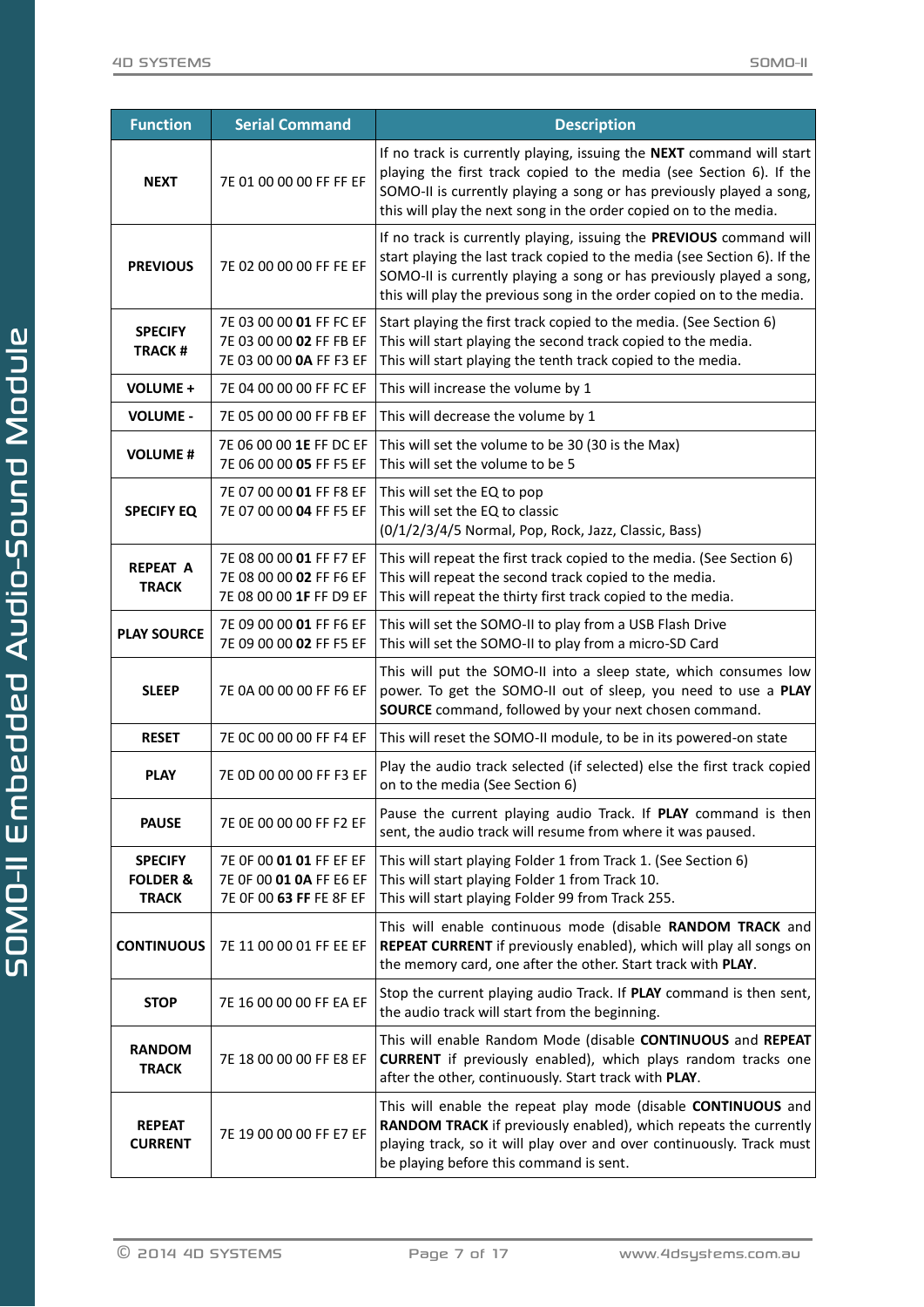| Function | Serial Command | Description |
|---|---|---|
| **NEXT** | 7E 01 00 00 00 FF FF EF | If no track is currently playing, issuing the **NEXT** command will start playing the first track copied to the media (see Section 6). If the SOMO-II is currently playing a song or has previously played a song, this will play the next song in the order copied on to the media. |
| **PREVIOUS** | 7E 02 00 00 00 FF FE EF | If no track is currently playing, issuing the **PREVIOUS** command will start playing the last track copied to the media (see Section 6). If the SOMO-II is currently playing a song or has previously played a song, this will play the previous song in the order copied on to the media. |
| **SPECIFY TRACK #** | 7E 03 00 00 **01** FF FC EF<br>7E 03 00 00 **02** FF FB EF<br>7E 03 00 00 **0A** FF F3 EF | Start playing the first track copied to the media. (See Section 6)<br>This will start playing the second track copied to the media.<br>This will start playing the tenth track copied to the media. |
| **VOLUME +** | 7E 04 00 00 00 FF FC EF | This will increase the volume by 1 |
| **VOLUME -** | 7E 05 00 00 00 FF FB EF | This will decrease the volume by 1 |
| **VOLUME #** | 7E 06 00 00 **1E** FF DC EF<br>7E 06 00 00 **05** FF F5 EF | This will set the volume to be 30 (30 is the Max)<br>This will set the volume to be 5 |
| **SPECIFY EQ** | 7E 07 00 00 **01** FF F8 EF<br>7E 07 00 00 **04** FF F5 EF | This will set the EQ to pop<br>This will set the EQ to classic<br>(0/1/2/3/4/5 Normal, Pop, Rock, Jazz, Classic, Bass) |
| **REPEAT A TRACK** | 7E 08 00 00 **01** FF F7 EF<br>7E 08 00 00 **02** FF F6 EF<br>7E 08 00 00 **1F** FF D9 EF | This will repeat the first track copied to the media. (See Section 6)<br>This will repeat the second track copied to the media.<br>This will repeat the thirty first track copied to the media. |
| **PLAY SOURCE** | 7E 09 00 00 **01** FF F6 EF<br>7E 09 00 00 **02** FF F5 EF | This will set the SOMO-II to play from a USB Flash Drive<br>This will set the SOMO-II to play from a micro-SD Card |
| **SLEEP** | 7E 0A 00 00 00 FF F6 EF | This will put the SOMO-II into a sleep state, which consumes low power. To get the SOMO-II out of sleep, you need to use a **PLAY SOURCE** command, followed by your next chosen command. |
| **RESET** | 7E 0C 00 00 00 FF F4 EF | This will reset the SOMO-II module, to be in its powered-on state |
| **PLAY** | 7E 0D 00 00 00 FF F3 EF | Play the audio track selected (if selected) else the first track copied on to the media (See Section 6) |
| **PAUSE** | 7E 0E 00 00 00 FF F2 EF | Pause the current playing audio Track. If **PLAY** command is then sent, the audio track will resume from where it was paused. |
| **SPECIFY FOLDER & TRACK** | 7E 0F 00 **01 01** FF EF EF<br>7E 0F 00 **01 0A** FF E6 EF<br>7E 0F 00 **63 FF** FE 8F EF | This will start playing Folder 1 from Track 1. (See Section 6)<br>This will start playing Folder 1 from Track 10.<br>This will start playing Folder 99 from Track 255. |
| **CONTINUOUS** | 7E 11 00 00 01 FF EE EF | This will enable continuous mode (disable **RANDOM TRACK** and **REPEAT CURRENT** if previously enabled), which will play all songs on the memory card, one after the other. Start track with **PLAY**. |
| **STOP** | 7E 16 00 00 00 FF EA EF | Stop the current playing audio Track. If **PLAY** command is then sent, the audio track will start from the beginning. |
| **RANDOM TRACK** | 7E 18 00 00 00 FF E8 EF | This will enable Random Mode (disable **CONTINUOUS** and **REPEAT CURRENT** if previously enabled), which plays random tracks one after the other, continuously. Start track with **PLAY**. |
| **REPEAT CURRENT** | 7E 19 00 00 00 FF E7 EF | This will enable the repeat play mode (disable **CONTINUOUS** and **RANDOM TRACK** if previously enabled), which repeats the currently playing track, so it will play over and over continuously. Track must be playing before this command is sent. |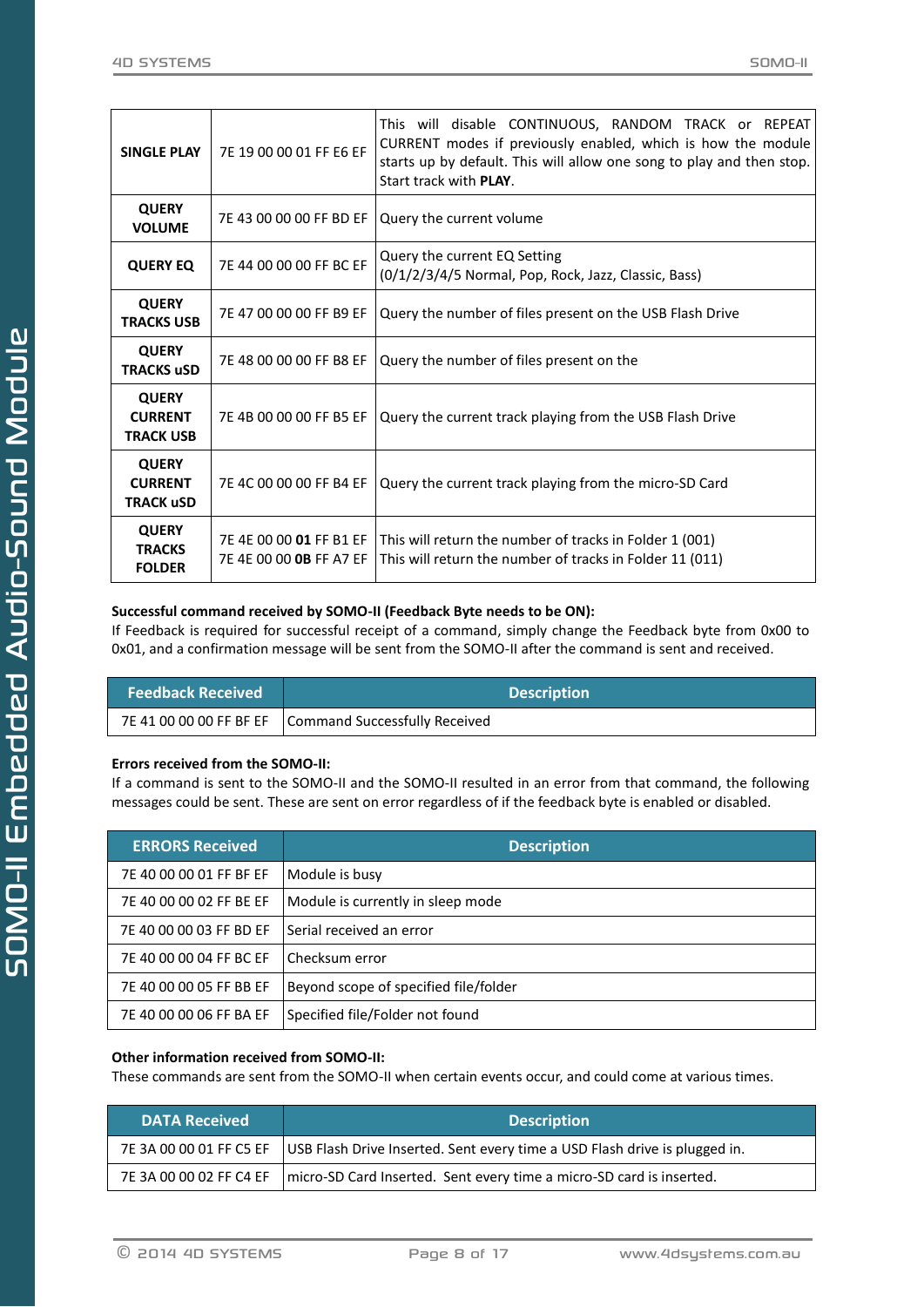| | | |
|---|---|---|
| **SINGLE PLAY** | 7E 19 00 00 01 FF E6 EF | This will disable CONTINUOUS, RANDOM TRACK or REPEAT CURRENT modes if previously enabled, which is how the module starts up by default. This will allow one song to play and then stop. Start track with **PLAY**. |
| **QUERY VOLUME** | 7E 43 00 00 00 FF BD EF | Query the current volume |
| **QUERY EQ** | 7E 44 00 00 00 FF BC EF | Query the current EQ Setting (0/1/2/3/4/5 Normal, Pop, Rock, Jazz, Classic, Bass) |
| **QUERY TRACKS USB** | 7E 47 00 00 00 FF B9 EF | Query the number of files present on the USB Flash Drive |
| **QUERY TRACKS uSD** | 7E 48 00 00 00 FF B8 EF | Query the number of files present on the |
| **QUERY CURRENT TRACK USB** | 7E 4B 00 00 00 FF B5 EF | Query the current track playing from the USB Flash Drive |
| **QUERY CURRENT TRACK uSD** | 7E 4C 00 00 00 FF B4 EF | Query the current track playing from the micro-SD Card |
| **QUERY TRACKS FOLDER** | 7E 4E 00 00 **01** FF B1 EF<br>7E 4E 00 00 **0B** FF A7 EF | This will return the number of tracks in Folder 1 (001)<br>This will return the number of tracks in Folder 11 (011) |

**Successful command received by SOMO-II (Feedback Byte needs to be ON):**
If Feedback is required for successful receipt of a command, simply change the Feedback byte from 0x00 to 0x01, and a confirmation message will be sent from the SOMO-II after the command is sent and received.

| Feedback Received | Description |
|---|---|
| 7E 41 00 00 00 FF BF EF | Command Successfully Received |

**Errors received from the SOMO-II:**
If a command is sent to the SOMO-II and the SOMO-II resulted in an error from that command, the following messages could be sent. These are sent on error regardless of if the feedback byte is enabled or disabled.

| ERRORS Received | Description |
|---|---|
| 7E 40 00 00 01 FF BF EF | Module is busy |
| 7E 40 00 00 02 FF BE EF | Module is currently in sleep mode |
| 7E 40 00 00 03 FF BD EF | Serial received an error |
| 7E 40 00 00 04 FF BC EF | Checksum error |
| 7E 40 00 00 05 FF BB EF | Beyond scope of specified file/folder |
| 7E 40 00 00 06 FF BA EF | Specified file/Folder not found |

**Other information received from SOMO-II:**
These commands are sent from the SOMO-II when certain events occur, and could come at various times.

| DATA Received | Description |
|---|---|
| 7E 3A 00 00 01 FF C5 EF | USB Flash Drive Inserted. Sent every time a USD Flash drive is plugged in. |
| 7E 3A 00 00 02 FF C4 EF | micro-SD Card Inserted. Sent every time a micro-SD card is inserted. |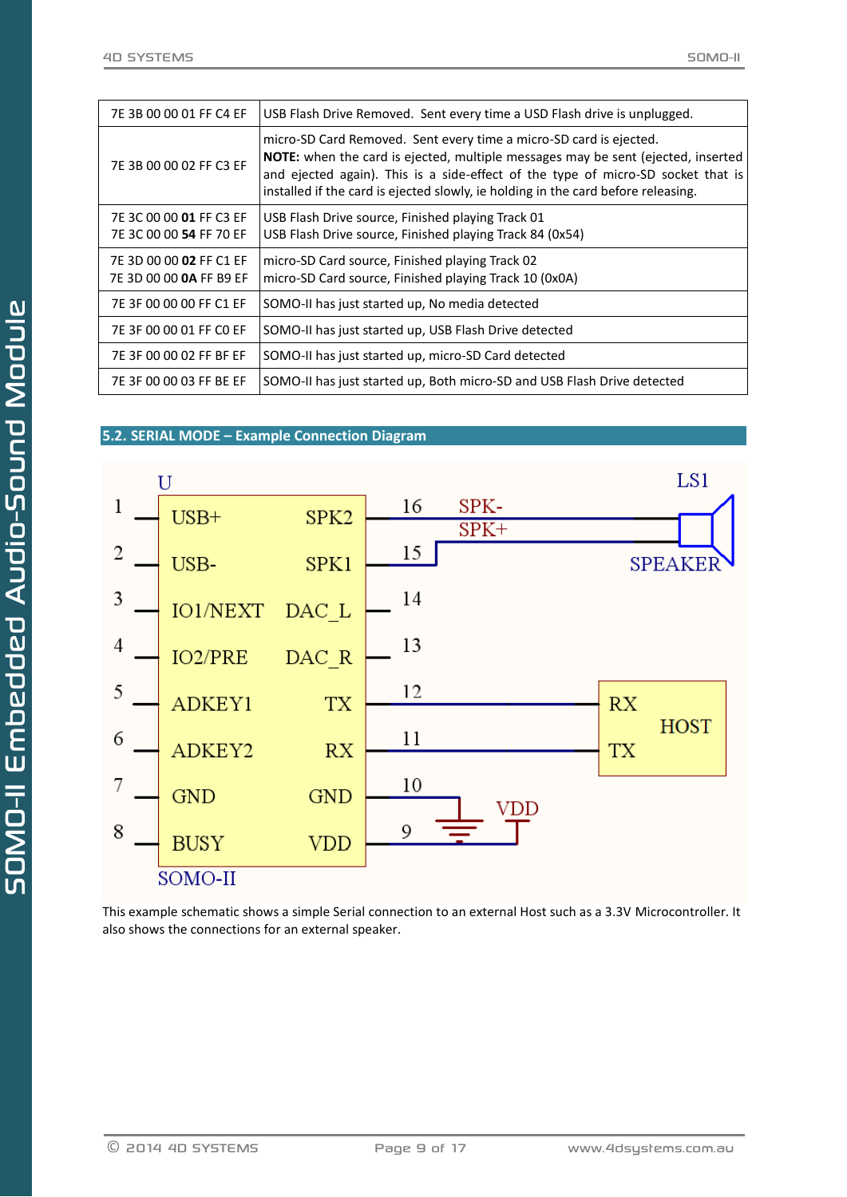| | |
|---|---|
| 7E 3B 00 00 01 FF C4 EF | USB Flash Drive Removed. Sent every time a USD Flash drive is unplugged. |
| 7E 3B 00 00 02 FF C3 EF | micro-SD Card Removed. Sent every time a micro-SD card is ejected.<br>**NOTE:** when the card is ejected, multiple messages may be sent (ejected, inserted and ejected again). This is a side-effect of the type of micro-SD socket that is installed if the card is ejected slowly, ie holding in the card before releasing. |
| 7E 3C 00 00 **01** FF C3 EF<br>7E 3C 00 00 **54** FF 70 EF | USB Flash Drive source, Finished playing Track 01<br>USB Flash Drive source, Finished playing Track 84 (0x54) |
| 7E 3D 00 00 **02** FF C1 EF<br>7E 3D 00 00 **0A** FF B9 EF | micro-SD Card source, Finished playing Track 02<br>micro-SD Card source, Finished playing Track 10 (0x0A) |
| 7E 3F 00 00 00 FF C1 EF | SOMO-II has just started up, No media detected |
| 7E 3F 00 00 01 FF C0 EF | SOMO-II has just started up, USB Flash Drive detected |
| 7E 3F 00 00 02 FF BF EF | SOMO-II has just started up, micro-SD Card detected |
| 7E 3F 00 00 03 FF BE EF | SOMO-II has just started up, Both micro-SD and USB Flash Drive detected |

## 5.2. SERIAL MODE – Example Connection Diagram

This example schematic shows a simple Serial connection to an external Host such as a 3.3V Microcontroller. It also shows the connections for an external speaker.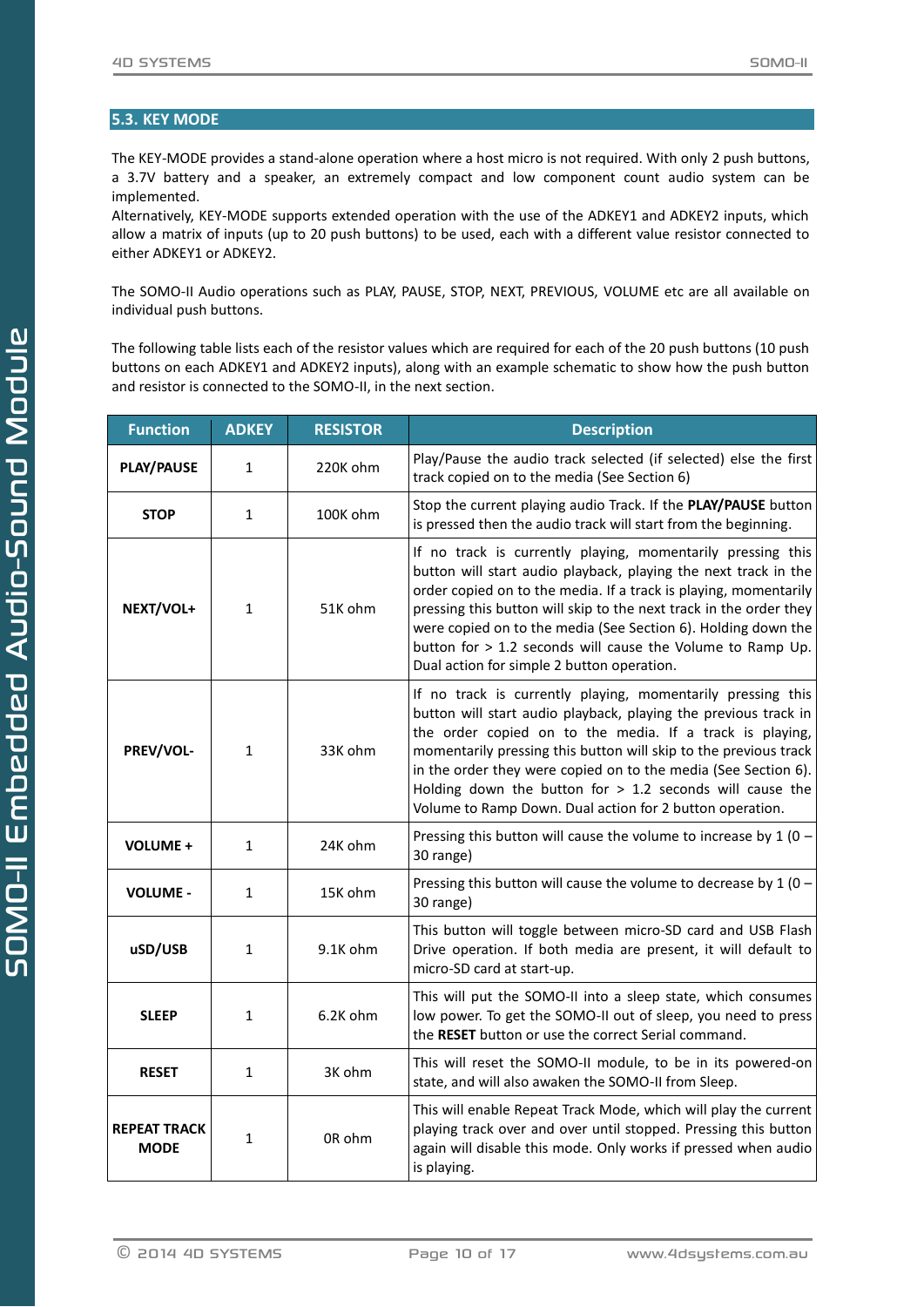## 5.3. KEY MODE

The KEY-MODE provides a stand-alone operation where a host micro is not required. With only 2 push buttons, a 3.7V battery and a speaker, an extremely compact and low component count audio system can be implemented.
Alternatively, KEY-MODE supports extended operation with the use of the ADKEY1 and ADKEY2 inputs, which allow a matrix of inputs (up to 20 push buttons) to be used, each with a different value resistor connected to either ADKEY1 or ADKEY2.

The SOMO-II Audio operations such as PLAY, PAUSE, STOP, NEXT, PREVIOUS, VOLUME etc are all available on individual push buttons.

The following table lists each of the resistor values which are required for each of the 20 push buttons (10 push buttons on each ADKEY1 and ADKEY2 inputs), along with an example schematic to show how the push button and resistor is connected to the SOMO-II, in the next section.

| Function | ADKEY | RESISTOR | Description |
|---|---|---|---|
| **PLAY/PAUSE** | 1 | 220K ohm | Play/Pause the audio track selected (if selected) else the first track copied on to the media (See Section 6) |
| **STOP** | 1 | 100K ohm | Stop the current playing audio Track. If the **PLAY/PAUSE** button is pressed then the audio track will start from the beginning. |
| **NEXT/VOL+** | 1 | 51K ohm | If no track is currently playing, momentarily pressing this button will start audio playback, playing the next track in the order copied on to the media. If a track is playing, momentarily pressing this button will skip to the next track in the order they were copied on to the media (See Section 6). Holding down the button for > 1.2 seconds will cause the Volume to Ramp Up. Dual action for simple 2 button operation. |
| **PREV/VOL-** | 1 | 33K ohm | If no track is currently playing, momentarily pressing this button will start audio playback, playing the previous track in the order copied on to the media. If a track is playing, momentarily pressing this button will skip to the previous track in the order they were copied on to the media (See Section 6). Holding down the button for > 1.2 seconds will cause the Volume to Ramp Down. Dual action for 2 button operation. |
| **VOLUME +** | 1 | 24K ohm | Pressing this button will cause the volume to increase by 1 (0 – 30 range) |
| **VOLUME -** | 1 | 15K ohm | Pressing this button will cause the volume to decrease by 1 (0 – 30 range) |
| **uSD/USB** | 1 | 9.1K ohm | This button will toggle between micro-SD card and USB Flash Drive operation. If both media are present, it will default to micro-SD card at start-up. |
| **SLEEP** | 1 | 6.2K ohm | This will put the SOMO-II into a sleep state, which consumes low power. To get the SOMO-II out of sleep, you need to press the **RESET** button or use the correct Serial command. |
| **RESET** | 1 | 3K ohm | This will reset the SOMO-II module, to be in its powered-on state, and will also awaken the SOMO-II from Sleep. |
| **REPEAT TRACK MODE** | 1 | 0R ohm | This will enable Repeat Track Mode, which will play the current playing track over and over until stopped. Pressing this button again will disable this mode. Only works if pressed when audio is playing. |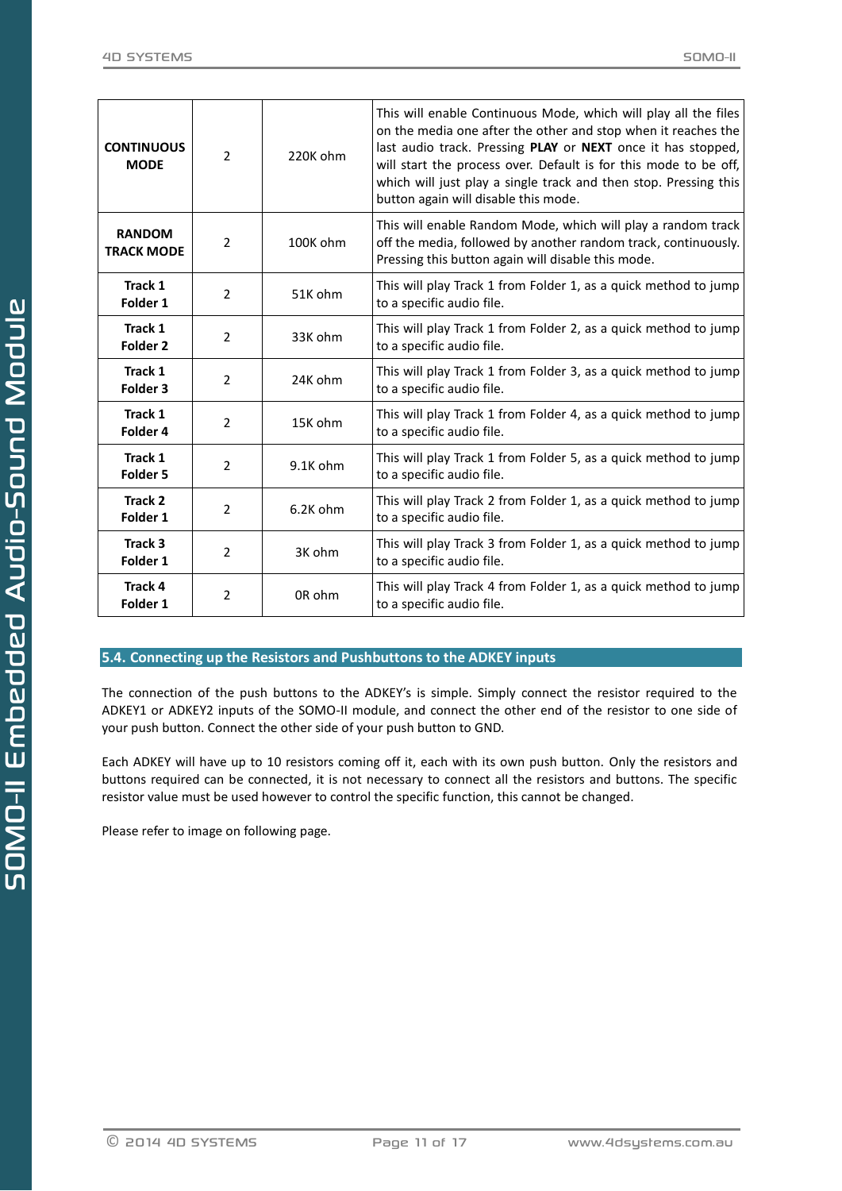| | | | |
|---|---|---|---|
| **CONTINUOUS MODE** | 2 | 220K ohm | This will enable Continuous Mode, which will play all the files on the media one after the other and stop when it reaches the last audio track. Pressing **PLAY** or **NEXT** once it has stopped, will start the process over. Default is for this mode to be off, which will just play a single track and then stop. Pressing this button again will disable this mode. |
| **RANDOM TRACK MODE** | 2 | 100K ohm | This will enable Random Mode, which will play a random track off the media, followed by another random track, continuously. Pressing this button again will disable this mode. |
| **Track 1 Folder 1** | 2 | 51K ohm | This will play Track 1 from Folder 1, as a quick method to jump to a specific audio file. |
| **Track 1 Folder 2** | 2 | 33K ohm | This will play Track 1 from Folder 2, as a quick method to jump to a specific audio file. |
| **Track 1 Folder 3** | 2 | 24K ohm | This will play Track 1 from Folder 3, as a quick method to jump to a specific audio file. |
| **Track 1 Folder 4** | 2 | 15K ohm | This will play Track 1 from Folder 4, as a quick method to jump to a specific audio file. |
| **Track 1 Folder 5** | 2 | 9.1K ohm | This will play Track 1 from Folder 5, as a quick method to jump to a specific audio file. |
| **Track 2 Folder 1** | 2 | 6.2K ohm | This will play Track 2 from Folder 1, as a quick method to jump to a specific audio file. |
| **Track 3 Folder 1** | 2 | 3K ohm | This will play Track 3 from Folder 1, as a quick method to jump to a specific audio file. |
| **Track 4 Folder 1** | 2 | 0R ohm | This will play Track 4 from Folder 1, as a quick method to jump to a specific audio file. |

## 5.4. Connecting up the Resistors and Pushbuttons to the ADKEY inputs

The connection of the push buttons to the ADKEY's is simple. Simply connect the resistor required to the ADKEY1 or ADKEY2 inputs of the SOMO-II module, and connect the other end of the resistor to one side of your push button. Connect the other side of your push button to GND.

Each ADKEY will have up to 10 resistors coming off it, each with its own push button. Only the resistors and buttons required can be connected, it is not necessary to connect all the resistors and buttons. The specific resistor value must be used however to control the specific function, this cannot be changed.

Please refer to image on following page.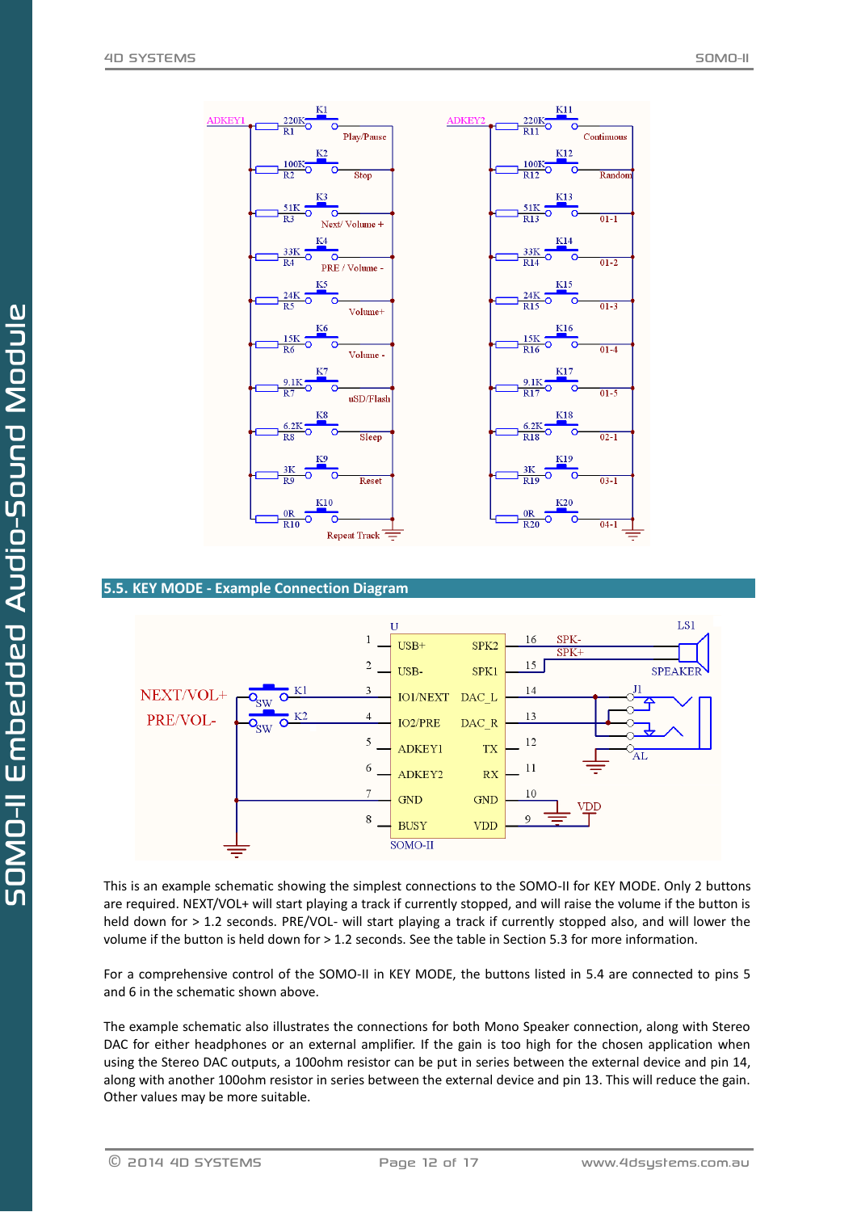## 5.5. KEY MODE - Example Connection Diagram

This is an example schematic showing the simplest connections to the SOMO-II for KEY MODE. Only 2 buttons are required. NEXT/VOL+ will start playing a track if currently stopped, and will raise the volume if the button is held down for > 1.2 seconds. PRE/VOL- will start playing a track if currently stopped also, and will lower the volume if the button is held down for > 1.2 seconds. See the table in Section 5.3 for more information.

For a comprehensive control of the SOMO-II in KEY MODE, the buttons listed in 5.4 are connected to pins 5 and 6 in the schematic shown above.

The example schematic also illustrates the connections for both Mono Speaker connection, along with Stereo DAC for either headphones or an external amplifier. If the gain is too high for the chosen application when using the Stereo DAC outputs, a 100ohm resistor can be put in series between the external device and pin 14, along with another 100ohm resistor in series between the external device and pin 13. This will reduce the gain. Other values may be more suitable.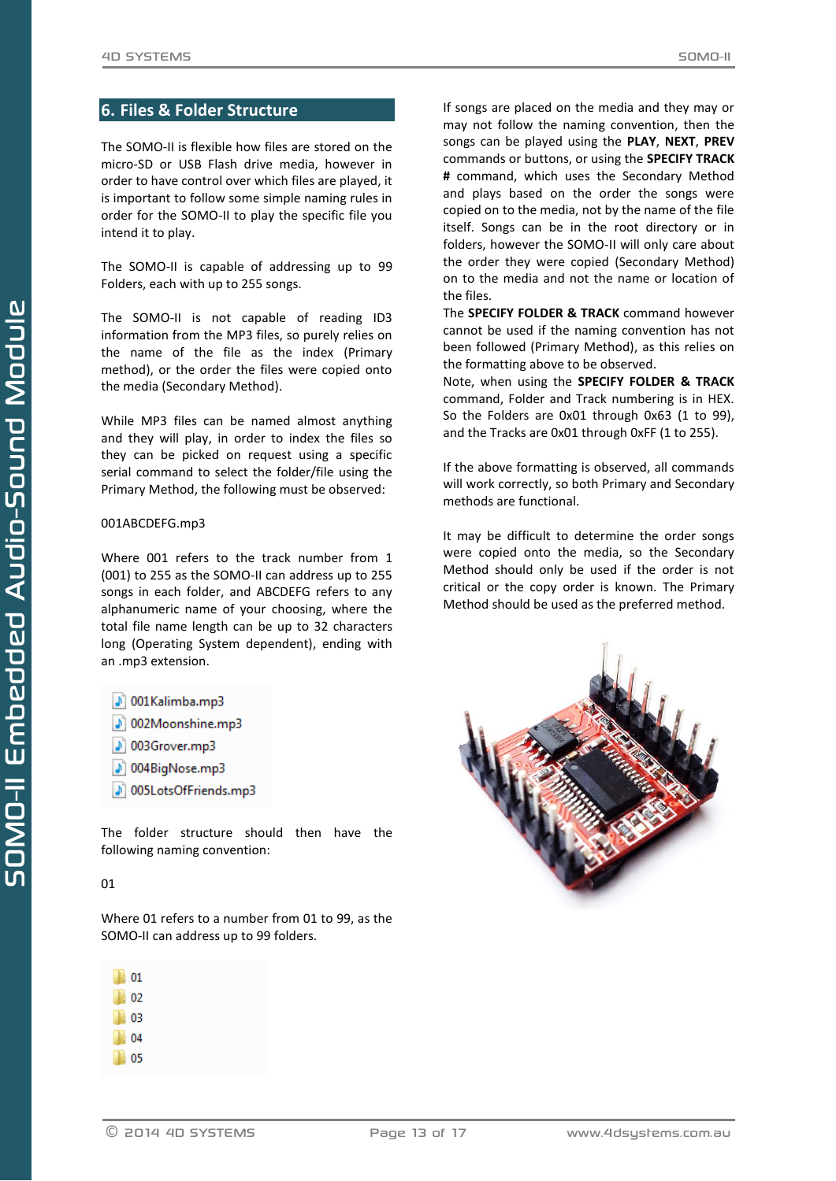## 6. Files & Folder Structure

The SOMO-II is flexible how files are stored on the micro-SD or USB Flash drive media, however in order to have control over which files are played, it is important to follow some simple naming rules in order for the SOMO-II to play the specific file you intend it to play.

The SOMO-II is capable of addressing up to 99 Folders, each with up to 255 songs.

The SOMO-II is not capable of reading ID3 information from the MP3 files, so purely relies on the name of the file as the index (Primary method), or the order the files were copied onto the media (Secondary Method).

While MP3 files can be named almost anything and they will play, in order to index the files so they can be picked on request using a specific serial command to select the folder/file using the Primary Method, the following must be observed:

001ABCDEFG.mp3

Where 001 refers to the track number from 1 (001) to 255 as the SOMO-II can address up to 255 songs in each folder, and ABCDEFG refers to any alphanumeric name of your choosing, where the total file name length can be up to 32 characters long (Operating System dependent), ending with an .mp3 extension.

- 001Kalimba.mp3
- 002Moonshine.mp3
- 003Grover.mp3
- 004BigNose.mp3
- 005LotsOfFriends.mp3

The folder structure should then have the following naming convention:

01

Where 01 refers to a number from 01 to 99, as the SOMO-II can address up to 99 folders.

- 01
- 02
- 03
- 04
- 05

If songs are placed on the media and they may or may not follow the naming convention, then the songs can be played using the **PLAY**, **NEXT**, **PREV** commands or buttons, or using the **SPECIFY TRACK #** command, which uses the Secondary Method and plays based on the order the songs were copied on to the media, not by the name of the file itself. Songs can be in the root directory or in folders, however the SOMO-II will only care about the order they were copied (Secondary Method) on to the media and not the name or location of the files.

The **SPECIFY FOLDER & TRACK** command however cannot be used if the naming convention has not been followed (Primary Method), as this relies on the formatting above to be observed.

Note, when using the **SPECIFY FOLDER & TRACK** command, Folder and Track numbering is in HEX. So the Folders are 0x01 through 0x63 (1 to 99), and the Tracks are 0x01 through 0xFF (1 to 255).

If the above formatting is observed, all commands will work correctly, so both Primary and Secondary methods are functional.

It may be difficult to determine the order songs were copied onto the media, so the Secondary Method should only be used if the order is not critical or the copy order is known. The Primary Method should be used as the preferred method.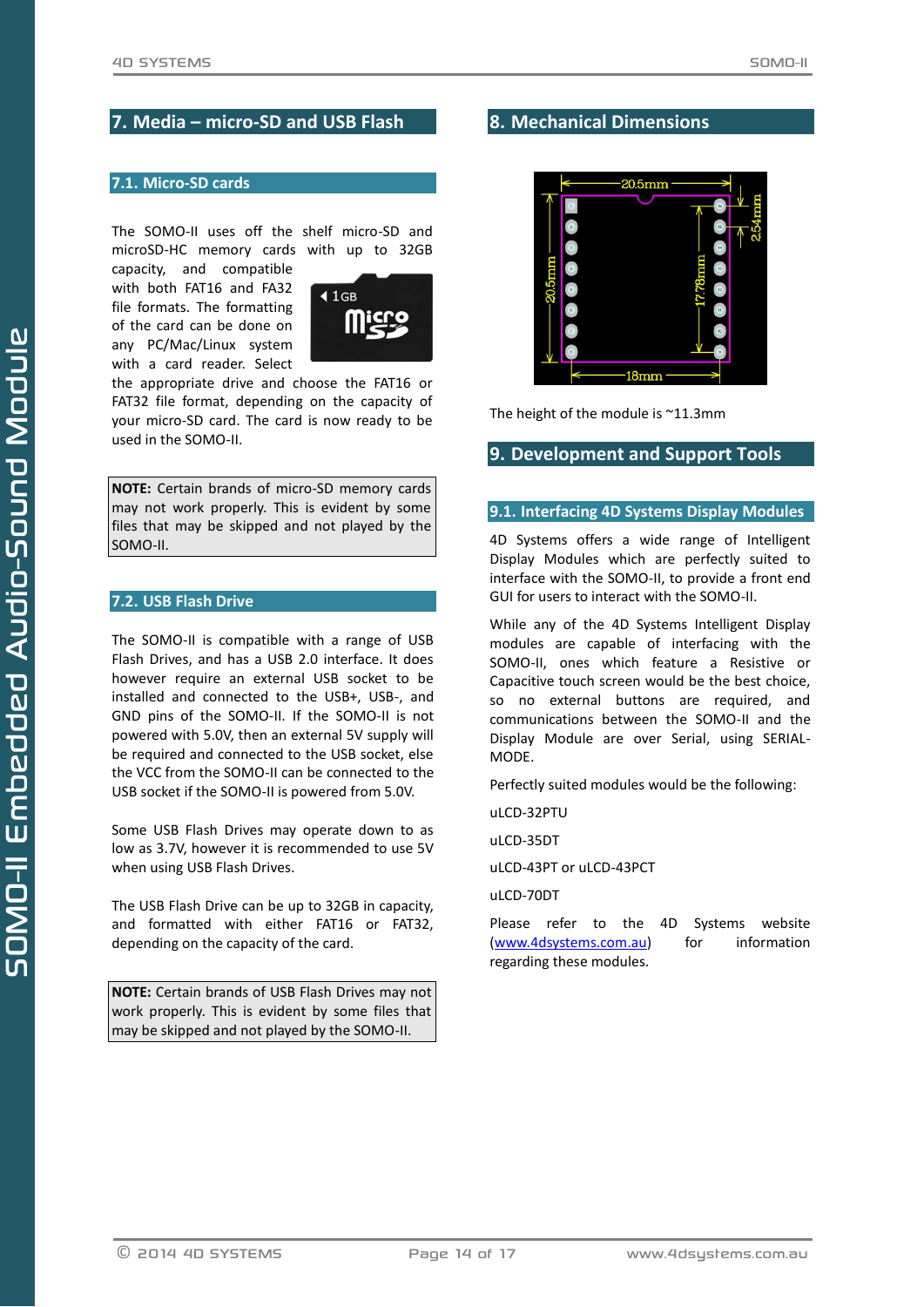## 7. Media – micro-SD and USB Flash

### 7.1. Micro-SD cards

The SOMO-II uses off the shelf micro-SD and microSD-HC memory cards with up to 32GB capacity, and compatible with both FAT16 and FA32 file formats. The formatting of the card can be done on any PC/Mac/Linux system with a card reader. Select the appropriate drive and choose the FAT16 or FAT32 file format, depending on the capacity of your micro-SD card. The card is now ready to be used in the SOMO-II.

**NOTE:** Certain brands of micro-SD memory cards may not work properly. This is evident by some files that may be skipped and not played by the SOMO-II.

### 7.2. USB Flash Drive

The SOMO-II is compatible with a range of USB Flash Drives, and has a USB 2.0 interface. It does however require an external USB socket to be installed and connected to the USB+, USB-, and GND pins of the SOMO-II. If the SOMO-II is not powered with 5.0V, then an external 5V supply will be required and connected to the USB socket, else the VCC from the SOMO-II can be connected to the USB socket if the SOMO-II is powered from 5.0V.

Some USB Flash Drives may operate down to as low as 3.7V, however it is recommended to use 5V when using USB Flash Drives.

The USB Flash Drive can be up to 32GB in capacity, and formatted with either FAT16 or FAT32, depending on the capacity of the card.

**NOTE:** Certain brands of USB Flash Drives may not work properly. This is evident by some files that may be skipped and not played by the SOMO-II.

## 8. Mechanical Dimensions

The height of the module is ~11.3mm

## 9. Development and Support Tools

### 9.1. Interfacing 4D Systems Display Modules

4D Systems offers a wide range of Intelligent Display Modules which are perfectly suited to interface with the SOMO-II, to provide a front end GUI for users to interact with the SOMO-II.

While any of the 4D Systems Intelligent Display modules are capable of interfacing with the SOMO-II, ones which feature a Resistive or Capacitive touch screen would be the best choice, so no external buttons are required, and communications between the SOMO-II and the Display Module are over Serial, using SERIAL-MODE.

Perfectly suited modules would be the following:

uLCD-32PTU

uLCD-35DT

uLCD-43PT or uLCD-43PCT

uLCD-70DT

Please refer to the 4D Systems website (www.4dsystems.com.au) for information regarding these modules.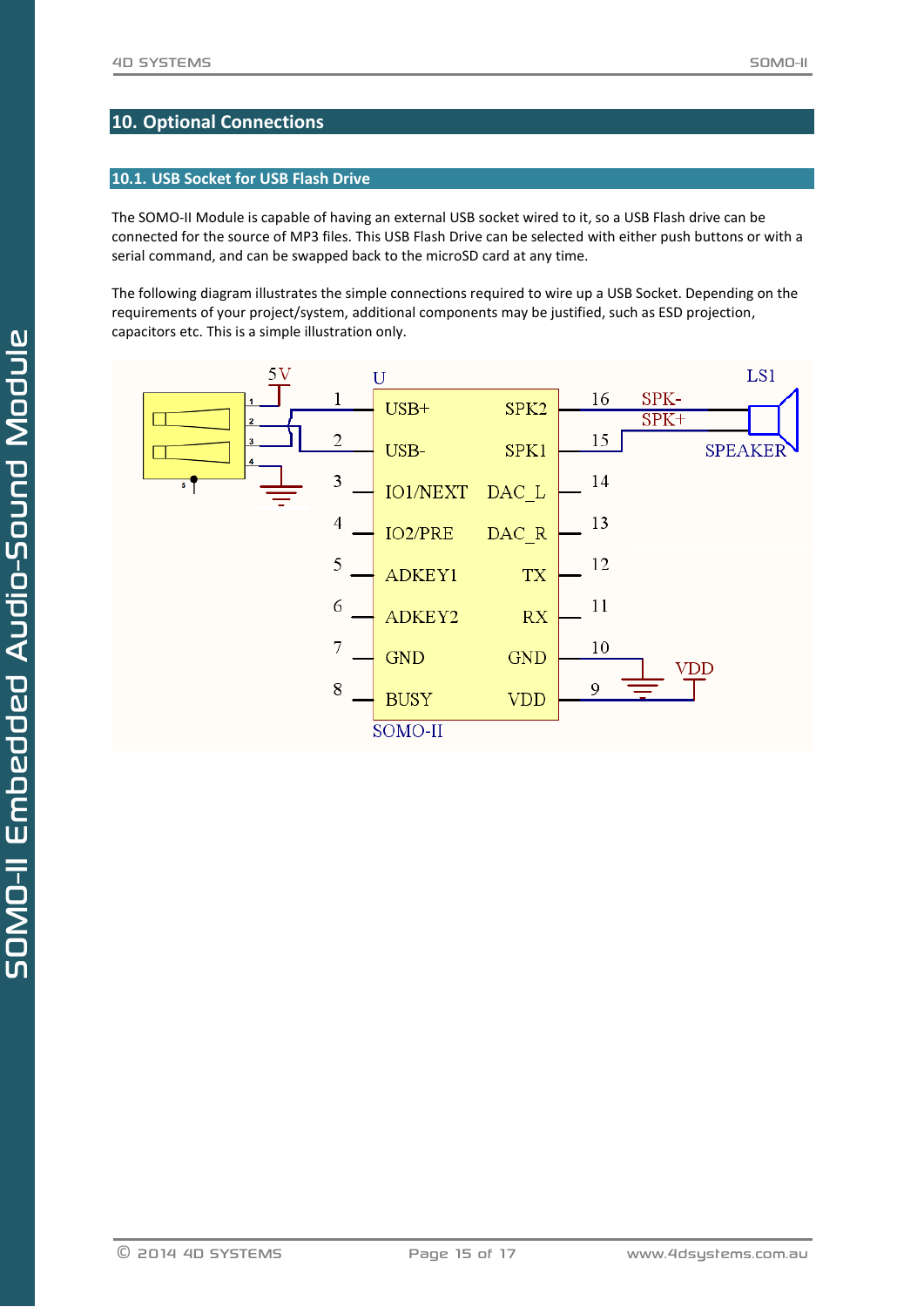## 10. Optional Connections

### 10.1. USB Socket for USB Flash Drive

The SOMO-II Module is capable of having an external USB socket wired to it, so a USB Flash drive can be connected for the source of MP3 files. This USB Flash Drive can be selected with either push buttons or with a serial command, and can be swapped back to the microSD card at any time.

The following diagram illustrates the simple connections required to wire up a USB Socket. Depending on the requirements of your project/system, additional components may be justified, such as ESD projection, capacitors etc. This is a simple illustration only.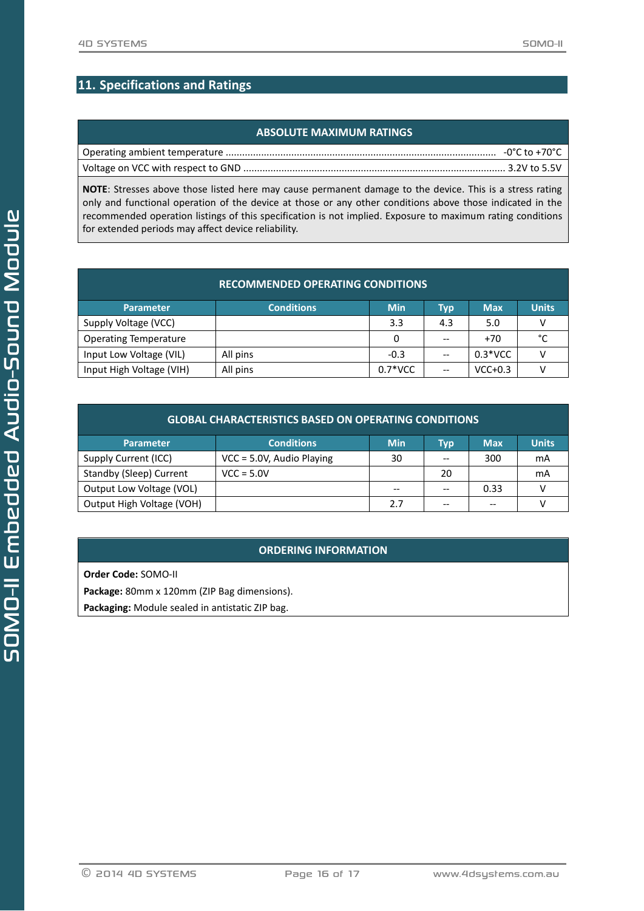## 11. Specifications and Ratings

**ABSOLUTE MAXIMUM RATINGS**

| | |
|---|---|
| Operating ambient temperature | -0°C to +70°C |
| Voltage on VCC with respect to GND | 3.2V to 5.5V |

**NOTE**: Stresses above those listed here may cause permanent damage to the device. This is a stress rating only and functional operation of the device at those or any other conditions above those indicated in the recommended operation listings of this specification is not implied. Exposure to maximum rating conditions for extended periods may affect device reliability.

**RECOMMENDED OPERATING CONDITIONS**

| Parameter | Conditions | Min | Typ | Max | Units |
|---|---|---|---|---|---|
| Supply Voltage (VCC) | | 3.3 | 4.3 | 5.0 | V |
| Operating Temperature | | 0 | -- | +70 | °C |
| Input Low Voltage (VIL) | All pins | -0.3 | -- | 0.3*VCC | V |
| Input High Voltage (VIH) | All pins | 0.7*VCC | -- | VCC+0.3 | V |

**GLOBAL CHARACTERISTICS BASED ON OPERATING CONDITIONS**

| Parameter | Conditions | Min | Typ | Max | Units |
|---|---|---|---|---|---|
| Supply Current (ICC) | VCC = 5.0V, Audio Playing | 30 | -- | 300 | mA |
| Standby (Sleep) Current | VCC = 5.0V | | 20 | | mA |
| Output Low Voltage (VOL) | | -- | -- | 0.33 | V |
| Output High Voltage (VOH) | | 2.7 | -- | -- | V |

**ORDERING INFORMATION**

**Order Code:** SOMO-II

**Package:** 80mm x 120mm (ZIP Bag dimensions).

**Packaging:** Module sealed in antistatic ZIP bag.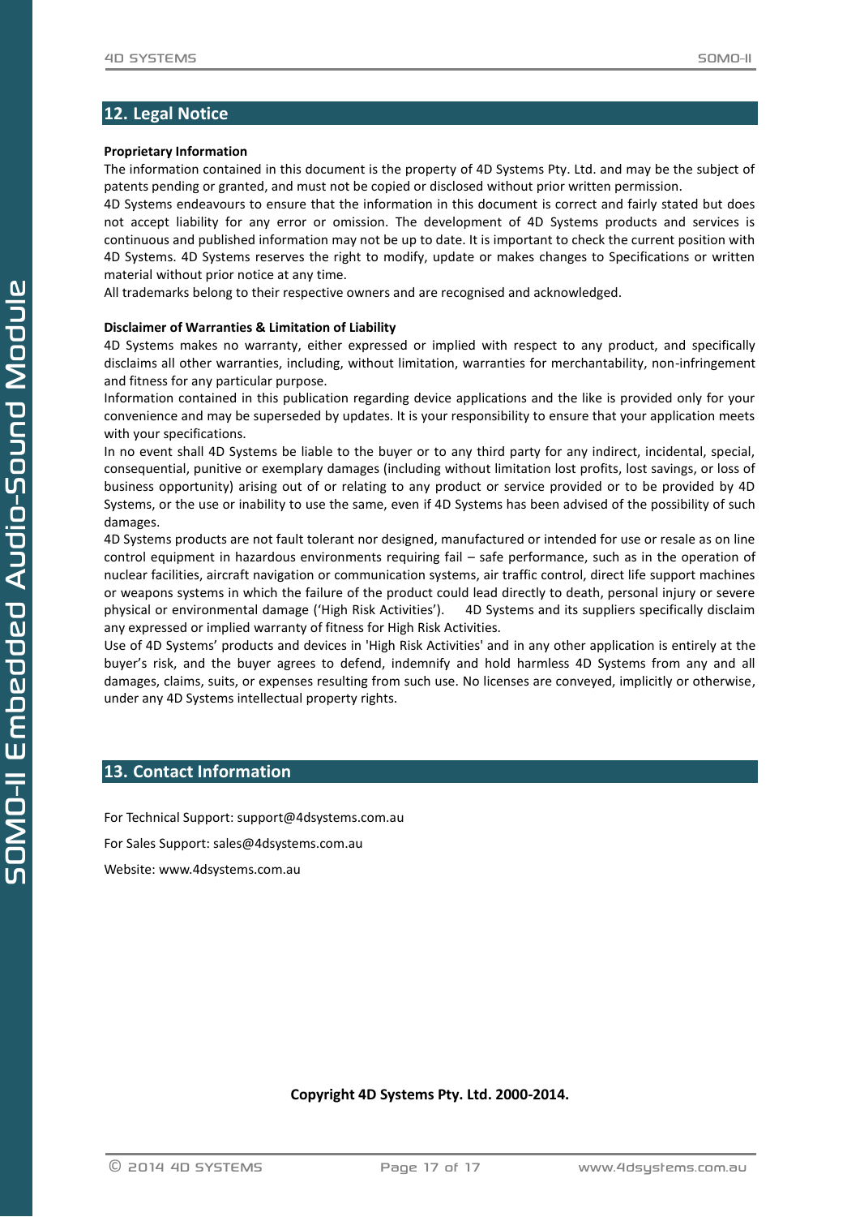## 12. Legal Notice

**Proprietary Information**

The information contained in this document is the property of 4D Systems Pty. Ltd. and may be the subject of patents pending or granted, and must not be copied or disclosed without prior written permission.

4D Systems endeavours to ensure that the information in this document is correct and fairly stated but does not accept liability for any error or omission. The development of 4D Systems products and services is continuous and published information may not be up to date. It is important to check the current position with 4D Systems. 4D Systems reserves the right to modify, update or makes changes to Specifications or written material without prior notice at any time.

All trademarks belong to their respective owners and are recognised and acknowledged.

**Disclaimer of Warranties & Limitation of Liability**

4D Systems makes no warranty, either expressed or implied with respect to any product, and specifically disclaims all other warranties, including, without limitation, warranties for merchantability, non-infringement and fitness for any particular purpose.

Information contained in this publication regarding device applications and the like is provided only for your convenience and may be superseded by updates. It is your responsibility to ensure that your application meets with your specifications.

In no event shall 4D Systems be liable to the buyer or to any third party for any indirect, incidental, special, consequential, punitive or exemplary damages (including without limitation lost profits, lost savings, or loss of business opportunity) arising out of or relating to any product or service provided or to be provided by 4D Systems, or the use or inability to use the same, even if 4D Systems has been advised of the possibility of such damages.

4D Systems products are not fault tolerant nor designed, manufactured or intended for use or resale as on line control equipment in hazardous environments requiring fail – safe performance, such as in the operation of nuclear facilities, aircraft navigation or communication systems, air traffic control, direct life support machines or weapons systems in which the failure of the product could lead directly to death, personal injury or severe physical or environmental damage ('High Risk Activities'). 4D Systems and its suppliers specifically disclaim any expressed or implied warranty of fitness for High Risk Activities.

Use of 4D Systems' products and devices in 'High Risk Activities' and in any other application is entirely at the buyer's risk, and the buyer agrees to defend, indemnify and hold harmless 4D Systems from any and all damages, claims, suits, or expenses resulting from such use. No licenses are conveyed, implicitly or otherwise, under any 4D Systems intellectual property rights.

## 13. Contact Information

For Technical Support: support@4dsystems.com.au

For Sales Support: sales@4dsystems.com.au

Website: www.4dsystems.com.au

**Copyright 4D Systems Pty. Ltd. 2000-2014.**